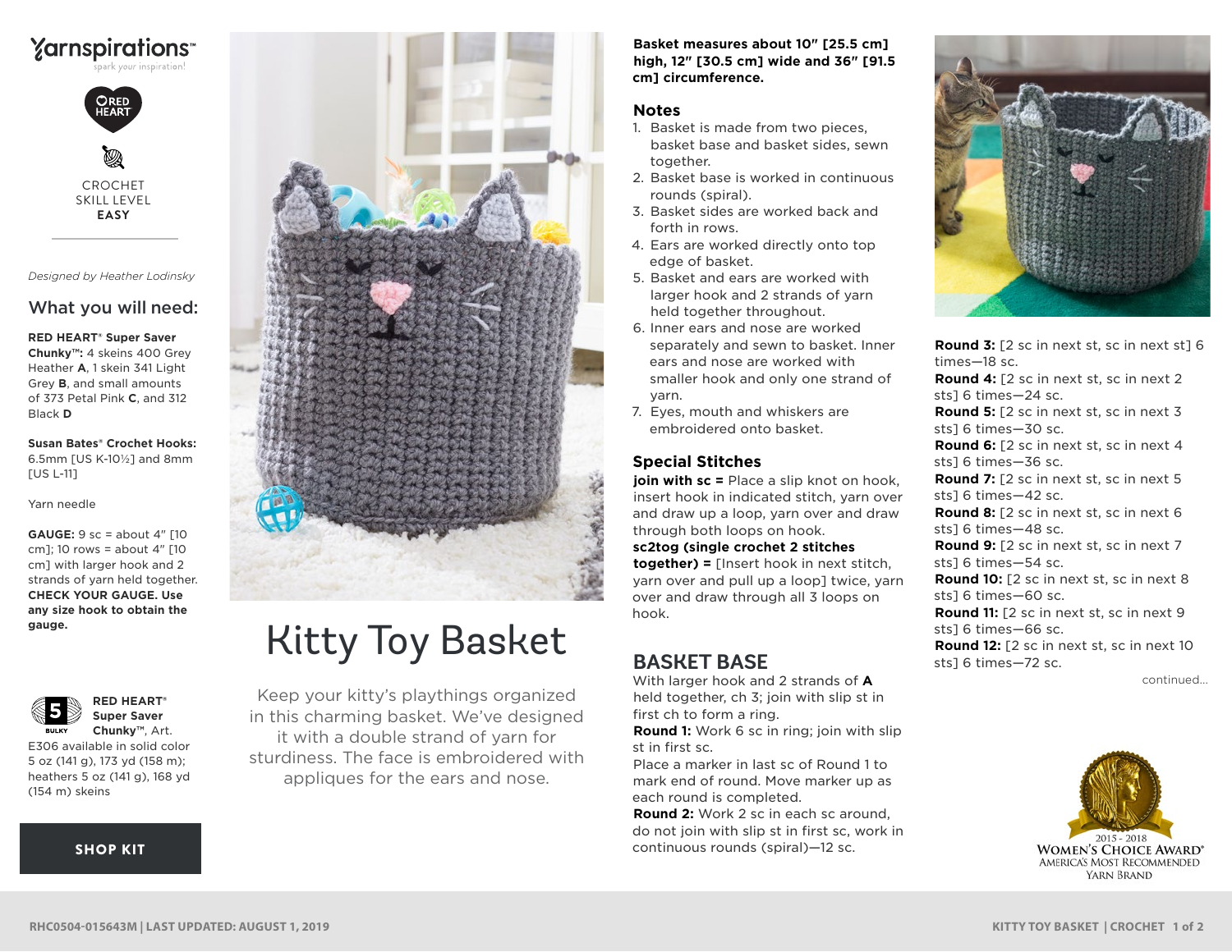Yarnspirations™
spark your inspiration!

RED HEART

CROCHET
SKILL LEVEL
**EASY**

*Designed by Heather Lodinsky*

## What you will need:

**RED HEART® Super Saver Chunky™:** 4 skeins 400 Grey Heather **A**, 1 skein 341 Light Grey **B**, and small amounts of 373 Petal Pink **C**, and 312 Black **D**

**Susan Bates® Crochet Hooks:** 6.5mm [US K-10½] and 8mm [US L-11]

Yarn needle

**GAUGE:** 9 sc = about 4" [10 cm]; 10 rows = about 4" [10 cm] with larger hook and 2 strands of yarn held together. **CHECK YOUR GAUGE. Use any size hook to obtain the gauge.**

5 BULKY

**RED HEART® Super Saver Chunky™**, Art. E306 available in solid color 5 oz (141 g), 173 yd (158 m); heathers 5 oz (141 g), 168 yd (154 m) skeins

SHOP KIT

# Kitty Toy Basket

Keep your kitty's playthings organized in this charming basket. We've designed it with a double strand of yarn for sturdiness. The face is embroidered with appliques for the ears and nose.

**Basket measures about 10" [25.5 cm] high, 12" [30.5 cm] wide and 36" [91.5 cm] circumference.**

## Notes

1. Basket is made from two pieces, basket base and basket sides, sewn together.
2. Basket base is worked in continuous rounds (spiral).
3. Basket sides are worked back and forth in rows.
4. Ears are worked directly onto top edge of basket.
5. Basket and ears are worked with larger hook and 2 strands of yarn held together throughout.
6. Inner ears and nose are worked separately and sewn to basket. Inner ears and nose are worked with smaller hook and only one strand of yarn.
7. Eyes, mouth and whiskers are embroidered onto basket.

## Special Stitches

**join with sc =** Place a slip knot on hook, insert hook in indicated stitch, yarn over and draw up a loop, yarn over and draw through both loops on hook.

**sc2tog (single crochet 2 stitches together) =** [Insert hook in next stitch, yarn over and pull up a loop] twice, yarn over and draw through all 3 loops on hook.

## BASKET BASE

With larger hook and 2 strands of **A** held together, ch 3; join with slip st in first ch to form a ring.

**Round 1:** Work 6 sc in ring; join with slip st in first sc.

Place a marker in last sc of Round 1 to mark end of round. Move marker up as each round is completed.

**Round 2:** Work 2 sc in each sc around, do not join with slip st in first sc, work in continuous rounds (spiral)—12 sc.

**Round 3:** [2 sc in next st, sc in next st] 6 times—18 sc.

**Round 4:** [2 sc in next st, sc in next 2 sts] 6 times—24 sc.

**Round 5:** [2 sc in next st, sc in next 3 sts] 6 times—30 sc.

**Round 6:** [2 sc in next st, sc in next 4 sts] 6 times—36 sc.

**Round 7:** [2 sc in next st, sc in next 5 sts] 6 times—42 sc.

**Round 8:** [2 sc in next st, sc in next 6 sts] 6 times—48 sc.

**Round 9:** [2 sc in next st, sc in next 7 sts] 6 times—54 sc.

**Round 10:** [2 sc in next st, sc in next 8 sts] 6 times—60 sc.

**Round 11:** [2 sc in next st, sc in next 9 sts] 6 times—66 sc.

**Round 12:** [2 sc in next st, sc in next 10 sts] 6 times—72 sc.

continued...

2015 - 2018 WOMEN'S CHOICE AWARD® AMERICA'S MOST RECOMMENDED YARN BRAND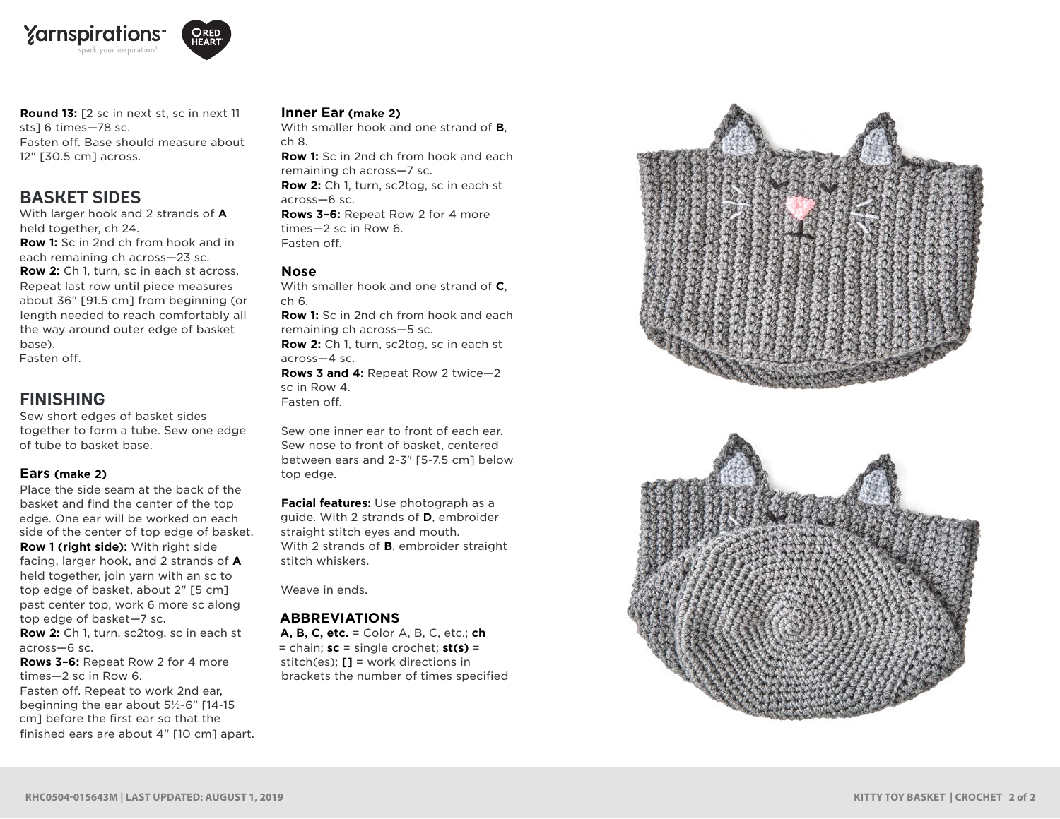**Round 13:** [2 sc in next st, sc in next 11 sts] 6 times—78 sc.
Fasten off. Base should measure about 12" [30.5 cm] across.

## BASKET SIDES

With larger hook and 2 strands of **A** held together, ch 24.
**Row 1:** Sc in 2nd ch from hook and in each remaining ch across—23 sc.
**Row 2:** Ch 1, turn, sc in each st across.
Repeat last row until piece measures about 36" [91.5 cm] from beginning (or length needed to reach comfortably all the way around outer edge of basket base).
Fasten off.

## FINISHING

Sew short edges of basket sides together to form a tube. Sew one edge of tube to basket base.

### Ears (make 2)

Place the side seam at the back of the basket and find the center of the top edge. One ear will be worked on each side of the center of top edge of basket.
**Row 1 (right side):** With right side facing, larger hook, and 2 strands of **A** held together, join yarn with an sc to top edge of basket, about 2" [5 cm] past center top, work 6 more sc along top edge of basket—7 sc.
**Row 2:** Ch 1, turn, sc2tog, sc in each st across—6 sc.
**Rows 3–6:** Repeat Row 2 for 4 more times—2 sc in Row 6.
Fasten off. Repeat to work 2nd ear, beginning the ear about 5½-6" [14-15 cm] before the first ear so that the finished ears are about 4" [10 cm] apart.

### Inner Ear (make 2)

With smaller hook and one strand of **B**, ch 8.
**Row 1:** Sc in 2nd ch from hook and each remaining ch across—7 sc.
**Row 2:** Ch 1, turn, sc2tog, sc in each st across—6 sc.
**Rows 3–6:** Repeat Row 2 for 4 more times—2 sc in Row 6.
Fasten off.

### Nose

With smaller hook and one strand of **C**, ch 6.
**Row 1:** Sc in 2nd ch from hook and each remaining ch across—5 sc.
**Row 2:** Ch 1, turn, sc2tog, sc in each st across—4 sc.
**Rows 3 and 4:** Repeat Row 2 twice—2 sc in Row 4.
Fasten off.

Sew one inner ear to front of each ear. Sew nose to front of basket, centered between ears and 2-3" [5-7.5 cm] below top edge.

**Facial features:** Use photograph as a guide. With 2 strands of **D**, embroider straight stitch eyes and mouth. With 2 strands of **B**, embroider straight stitch whiskers.

Weave in ends.

### ABBREVIATIONS

**A, B, C, etc.** = Color A, B, C, etc.; **ch** = chain; **sc** = single crochet; **st(s)** = stitch(es); **[]** = work directions in brackets the number of times specified

RHC0504-015643M | LAST UPDATED: AUGUST 1, 2019